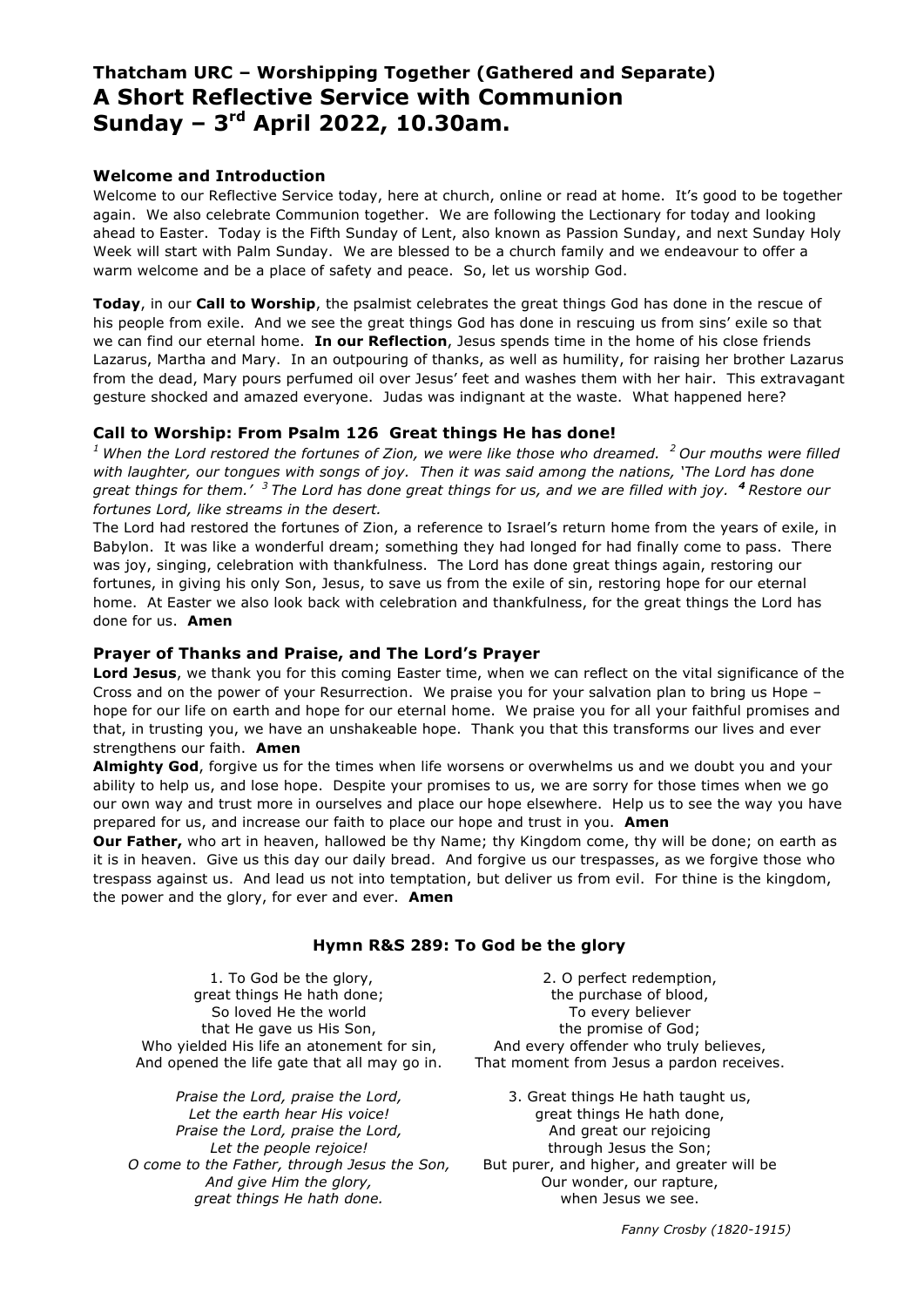# Thatcham URC – Worshipping Together (Gathered and Separate)
# A Short Reflective Service with Communion
# Sunday – 3rd April 2022, 10.30am.

### Welcome and Introduction

Welcome to our Reflective Service today, here at church, online or read at home. It's good to be together again. We also celebrate Communion together. We are following the Lectionary for today and looking ahead to Easter. Today is the Fifth Sunday of Lent, also known as Passion Sunday, and next Sunday Holy Week will start with Palm Sunday. We are blessed to be a church family and we endeavour to offer a warm welcome and be a place of safety and peace. So, let us worship God.

**Today**, in our **Call to Worship**, the psalmist celebrates the great things God has done in the rescue of his people from exile. And we see the great things God has done in rescuing us from sins' exile so that we can find our eternal home. **In our Reflection**, Jesus spends time in the home of his close friends Lazarus, Martha and Mary. In an outpouring of thanks, as well as humility, for raising her brother Lazarus from the dead, Mary pours perfumed oil over Jesus' feet and washes them with her hair. This extravagant gesture shocked and amazed everyone. Judas was indignant at the waste. What happened here?

### Call to Worship: From Psalm 126 Great things He has done!

*[1] When the Lord restored the fortunes of Zion, we were like those who dreamed. [2] Our mouths were filled with laughter, our tongues with songs of joy. Then it was said among the nations, 'The Lord has done great things for them.' [3] The Lord has done great things for us, and we are filled with joy.* ***[4]*** *Restore our fortunes Lord, like streams in the desert.*

The Lord had restored the fortunes of Zion, a reference to Israel's return home from the years of exile, in Babylon. It was like a wonderful dream; something they had longed for had finally come to pass. There was joy, singing, celebration with thankfulness. The Lord has done great things again, restoring our fortunes, in giving his only Son, Jesus, to save us from the exile of sin, restoring hope for our eternal home. At Easter we also look back with celebration and thankfulness, for the great things the Lord has done for us. **Amen**

### Prayer of Thanks and Praise, and The Lord's Prayer

**Lord Jesus**, we thank you for this coming Easter time, when we can reflect on the vital significance of the Cross and on the power of your Resurrection. We praise you for your salvation plan to bring us Hope – hope for our life on earth and hope for our eternal home. We praise you for all your faithful promises and that, in trusting you, we have an unshakeable hope. Thank you that this transforms our lives and ever strengthens our faith. **Amen**

**Almighty God**, forgive us for the times when life worsens or overwhelms us and we doubt you and your ability to help us, and lose hope. Despite your promises to us, we are sorry for those times when we go our own way and trust more in ourselves and place our hope elsewhere. Help us to see the way you have prepared for us, and increase our faith to place our hope and trust in you. **Amen**

**Our Father,** who art in heaven, hallowed be thy Name; thy Kingdom come, thy will be done; on earth as it is in heaven. Give us this day our daily bread. And forgive us our trespasses, as we forgive those who trespass against us. And lead us not into temptation, but deliver us from evil. For thine is the kingdom, the power and the glory, for ever and ever. **Amen**

### Hymn R&S 289: To God be the glory

1. To God be the glory,
great things He hath done;
So loved He the world
that He gave us His Son,
Who yielded His life an atonement for sin,
And opened the life gate that all may go in.

*Praise the Lord, praise the Lord,*
*Let the earth hear His voice!*
*Praise the Lord, praise the Lord,*
*Let the people rejoice!*
*O come to the Father, through Jesus the Son,*
*And give Him the glory,*
*great things He hath done.*

2. O perfect redemption,
the purchase of blood,
To every believer
the promise of God;
And every offender who truly believes,
That moment from Jesus a pardon receives.

3. Great things He hath taught us,
great things He hath done,
And great our rejoicing
through Jesus the Son;
But purer, and higher, and greater will be
Our wonder, our rapture,
when Jesus we see.

*Fanny Crosby (1820-1915)*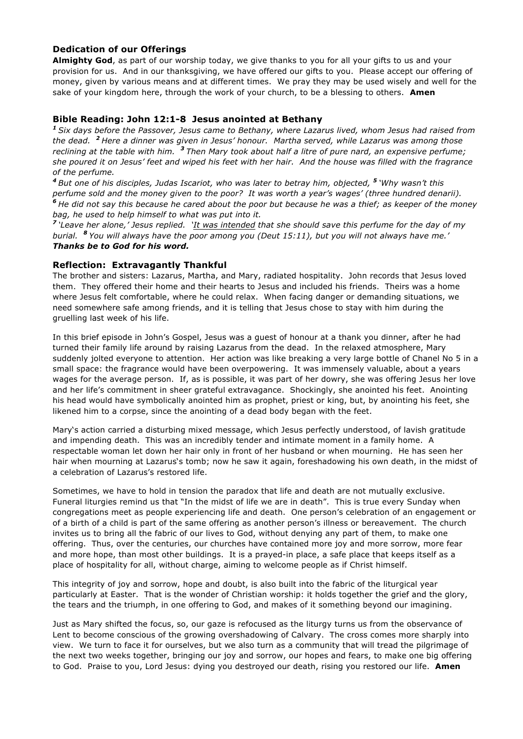### Dedication of our Offerings

**Almighty God**, as part of our worship today, we give thanks to you for all your gifts to us and your provision for us. And in our thanksgiving, we have offered our gifts to you. Please accept our offering of money, given by various means and at different times. We pray they may be used wisely and well for the sake of your kingdom here, through the work of your church, to be a blessing to others. **Amen**

### Bible Reading: John 12:1-8 Jesus anointed at Bethany

*[1] Six days before the Passover, Jesus came to Bethany, where Lazarus lived, whom Jesus had raised from the dead. [2] Here a dinner was given in Jesus' honour. Martha served, while Lazarus was among those reclining at the table with him. [3] Then Mary took about half a litre of pure nard, an expensive perfume; she poured it on Jesus' feet and wiped his feet with her hair. And the house was filled with the fragrance of the perfume.*

*[4] But one of his disciples, Judas Iscariot, who was later to betray him, objected, [5] 'Why wasn't this perfume sold and the money given to the poor? It was worth a year's wages' (three hundred denarii). [6] He did not say this because he cared about the poor but because he was a thief; as keeper of the money bag, he used to help himself to what was put into it.*

*[7] 'Leave her alone,' Jesus replied. '<u>It was intended</u> that she should save this perfume for the day of my burial. [8] You will always have the poor among you (Deut 15:11), but you will not always have me.'*

***Thanks be to God for his word.***

### Reflection: Extravagantly Thankful

The brother and sisters: Lazarus, Martha, and Mary, radiated hospitality. John records that Jesus loved them. They offered their home and their hearts to Jesus and included his friends. Theirs was a home where Jesus felt comfortable, where he could relax. When facing danger or demanding situations, we need somewhere safe among friends, and it is telling that Jesus chose to stay with him during the gruelling last week of his life.

In this brief episode in John's Gospel, Jesus was a guest of honour at a thank you dinner, after he had turned their family life around by raising Lazarus from the dead. In the relaxed atmosphere, Mary suddenly jolted everyone to attention. Her action was like breaking a very large bottle of Chanel No 5 in a small space: the fragrance would have been overpowering. It was immensely valuable, about a years wages for the average person. If, as is possible, it was part of her dowry, she was offering Jesus her love and her life's commitment in sheer grateful extravagance. Shockingly, she anointed his feet. Anointing his head would have symbolically anointed him as prophet, priest or king, but, by anointing his feet, she likened him to a corpse, since the anointing of a dead body began with the feet.

Mary's action carried a disturbing mixed message, which Jesus perfectly understood, of lavish gratitude and impending death. This was an incredibly tender and intimate moment in a family home. A respectable woman let down her hair only in front of her husband or when mourning. He has seen her hair when mourning at Lazarus's tomb; now he saw it again, foreshadowing his own death, in the midst of a celebration of Lazarus's restored life.

Sometimes, we have to hold in tension the paradox that life and death are not mutually exclusive. Funeral liturgies remind us that "In the midst of life we are in death". This is true every Sunday when congregations meet as people experiencing life and death. One person's celebration of an engagement or of a birth of a child is part of the same offering as another person's illness or bereavement. The church invites us to bring all the fabric of our lives to God, without denying any part of them, to make one offering. Thus, over the centuries, our churches have contained more joy and more sorrow, more fear and more hope, than most other buildings. It is a prayed-in place, a safe place that keeps itself as a place of hospitality for all, without charge, aiming to welcome people as if Christ himself.

This integrity of joy and sorrow, hope and doubt, is also built into the fabric of the liturgical year particularly at Easter. That is the wonder of Christian worship: it holds together the grief and the glory, the tears and the triumph, in one offering to God, and makes of it something beyond our imagining.

Just as Mary shifted the focus, so, our gaze is refocused as the liturgy turns us from the observance of Lent to become conscious of the growing overshadowing of Calvary. The cross comes more sharply into view. We turn to face it for ourselves, but we also turn as a community that will tread the pilgrimage of the next two weeks together, bringing our joy and sorrow, our hopes and fears, to make one big offering to God. Praise to you, Lord Jesus: dying you destroyed our death, rising you restored our life. **Amen**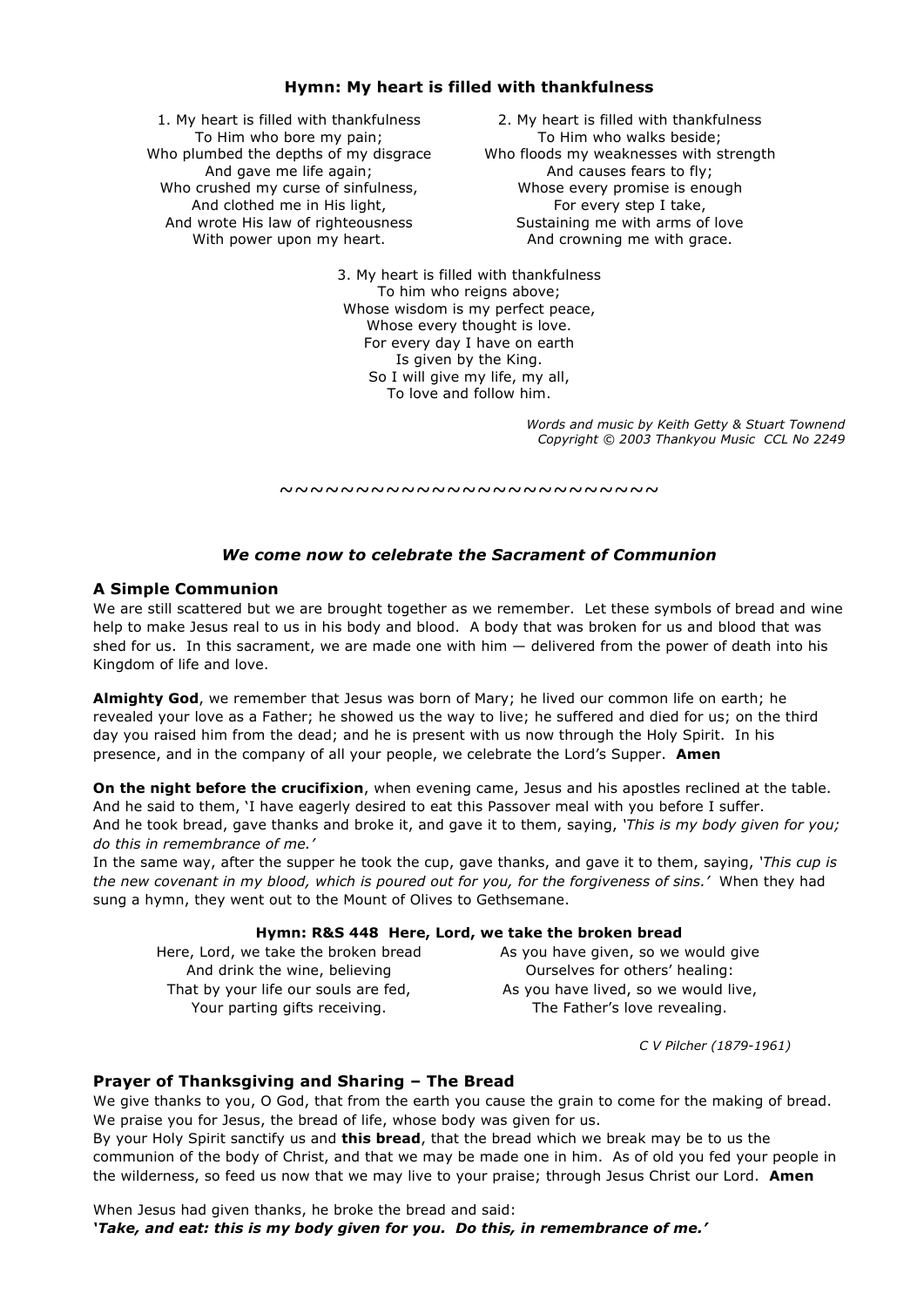### Hymn: My heart is filled with thankfulness

1. My heart is filled with thankfulness
To Him who bore my pain;
Who plumbed the depths of my disgrace
And gave me life again;
Who crushed my curse of sinfulness,
And clothed me in His light,
And wrote His law of righteousness
With power upon my heart.

2. My heart is filled with thankfulness
To Him who walks beside;
Who floods my weaknesses with strength
And causes fears to fly;
Whose every promise is enough
For every step I take,
Sustaining me with arms of love
And crowning me with grace.

3. My heart is filled with thankfulness
To him who reigns above;
Whose wisdom is my perfect peace,
Whose every thought is love.
For every day I have on earth
Is given by the King.
So I will give my life, my all,
To love and follow him.

*Words and music by Keith Getty & Stuart Townend*
*Copyright © 2003 Thankyou Music CCL No 2249*

~~~~~~~~~~~~~~~~~~~~~~~~~~

### *We come now to celebrate the Sacrament of Communion*

### A Simple Communion

We are still scattered but we are brought together as we remember. Let these symbols of bread and wine help to make Jesus real to us in his body and blood. A body that was broken for us and blood that was shed for us. In this sacrament, we are made one with him — delivered from the power of death into his Kingdom of life and love.

**Almighty God**, we remember that Jesus was born of Mary; he lived our common life on earth; he revealed your love as a Father; he showed us the way to live; he suffered and died for us; on the third day you raised him from the dead; and he is present with us now through the Holy Spirit. In his presence, and in the company of all your people, we celebrate the Lord's Supper. **Amen**

**On the night before the crucifixion**, when evening came, Jesus and his apostles reclined at the table. And he said to them, 'I have eagerly desired to eat this Passover meal with you before I suffer.
And he took bread, gave thanks and broke it, and gave it to them, saying, '*This is my body given for you; do this in remembrance of me.'*
In the same way, after the supper he took the cup, gave thanks, and gave it to them, saying, '*This cup is the new covenant in my blood, which is poured out for you, for the forgiveness of sins.'* When they had sung a hymn, they went out to the Mount of Olives to Gethsemane.

#### Hymn: R&S 448 Here, Lord, we take the broken bread

Here, Lord, we take the broken bread
And drink the wine, believing
That by your life our souls are fed,
Your parting gifts receiving.

As you have given, so we would give
Ourselves for others' healing:
As you have lived, so we would live,
The Father's love revealing.

*C V Pilcher (1879-1961)*

### Prayer of Thanksgiving and Sharing – The Bread

We give thanks to you, O God, that from the earth you cause the grain to come for the making of bread. We praise you for Jesus, the bread of life, whose body was given for us.
By your Holy Spirit sanctify us and **this bread**, that the bread which we break may be to us the communion of the body of Christ, and that we may be made one in him. As of old you fed your people in the wilderness, so feed us now that we may live to your praise; through Jesus Christ our Lord. **Amen**

When Jesus had given thanks, he broke the bread and said:
***'Take, and eat: this is my body given for you. Do this, in remembrance of me.'***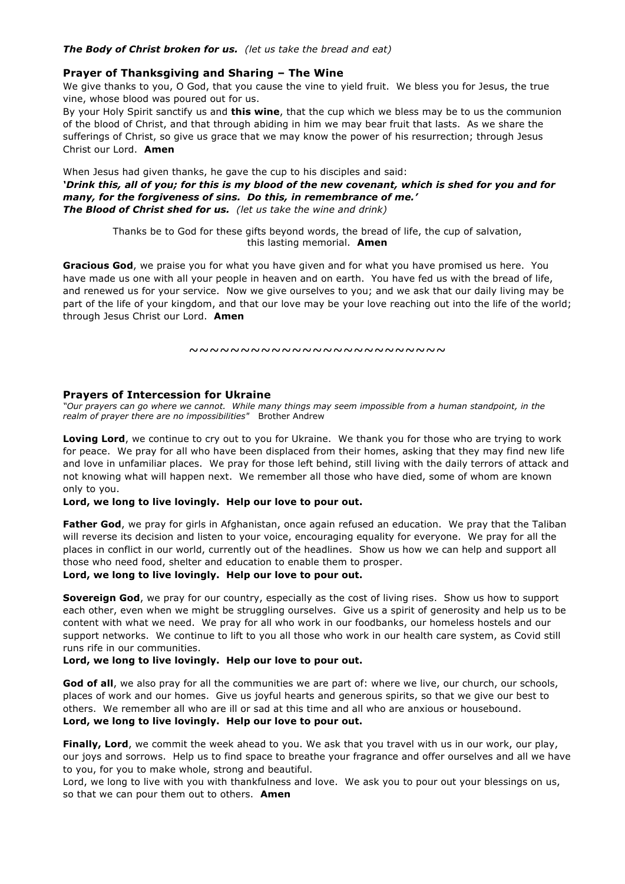***The Body of Christ broken for us.*** *(let us take the bread and eat)*

## Prayer of Thanksgiving and Sharing – The Wine

We give thanks to you, O God, that you cause the vine to yield fruit. We bless you for Jesus, the true vine, whose blood was poured out for us.

By your Holy Spirit sanctify us and **this wine**, that the cup which we bless may be to us the communion of the blood of Christ, and that through abiding in him we may bear fruit that lasts. As we share the sufferings of Christ, so give us grace that we may know the power of his resurrection; through Jesus Christ our Lord. **Amen**

When Jesus had given thanks, he gave the cup to his disciples and said:

***'Drink this, all of you; for this is my blood of the new covenant, which is shed for you and for many, for the forgiveness of sins. Do this, in remembrance of me.'***

***The Blood of Christ shed for us.*** *(let us take the wine and drink)*

Thanks be to God for these gifts beyond words, the bread of life, the cup of salvation, this lasting memorial. **Amen**

**Gracious God**, we praise you for what you have given and for what you have promised us here. You have made us one with all your people in heaven and on earth. You have fed us with the bread of life, and renewed us for your service. Now we give ourselves to you; and we ask that our daily living may be part of the life of your kingdom, and that our love may be your love reaching out into the life of the world; through Jesus Christ our Lord. **Amen**

~~~~~~~~~~~~~~~~~~~~~~~~~

## Prayers of Intercession for Ukraine

*"Our prayers can go where we cannot. While many things may seem impossible from a human standpoint, in the realm of prayer there are no impossibilities"* Brother Andrew

**Loving Lord**, we continue to cry out to you for Ukraine. We thank you for those who are trying to work for peace. We pray for all who have been displaced from their homes, asking that they may find new life and love in unfamiliar places. We pray for those left behind, still living with the daily terrors of attack and not knowing what will happen next. We remember all those who have died, some of whom are known only to you.

**Lord, we long to live lovingly. Help our love to pour out.**

**Father God**, we pray for girls in Afghanistan, once again refused an education. We pray that the Taliban will reverse its decision and listen to your voice, encouraging equality for everyone. We pray for all the places in conflict in our world, currently out of the headlines. Show us how we can help and support all those who need food, shelter and education to enable them to prosper.

**Lord, we long to live lovingly. Help our love to pour out.**

**Sovereign God**, we pray for our country, especially as the cost of living rises. Show us how to support each other, even when we might be struggling ourselves. Give us a spirit of generosity and help us to be content with what we need. We pray for all who work in our foodbanks, our homeless hostels and our support networks. We continue to lift to you all those who work in our health care system, as Covid still runs rife in our communities.

**Lord, we long to live lovingly. Help our love to pour out.**

**God of all**, we also pray for all the communities we are part of: where we live, our church, our schools, places of work and our homes. Give us joyful hearts and generous spirits, so that we give our best to others. We remember all who are ill or sad at this time and all who are anxious or housebound.

**Lord, we long to live lovingly. Help our love to pour out.**

**Finally, Lord**, we commit the week ahead to you. We ask that you travel with us in our work, our play, our joys and sorrows. Help us to find space to breathe your fragrance and offer ourselves and all we have to you, for you to make whole, strong and beautiful.

Lord, we long to live with you with thankfulness and love. We ask you to pour out your blessings on us, so that we can pour them out to others. **Amen**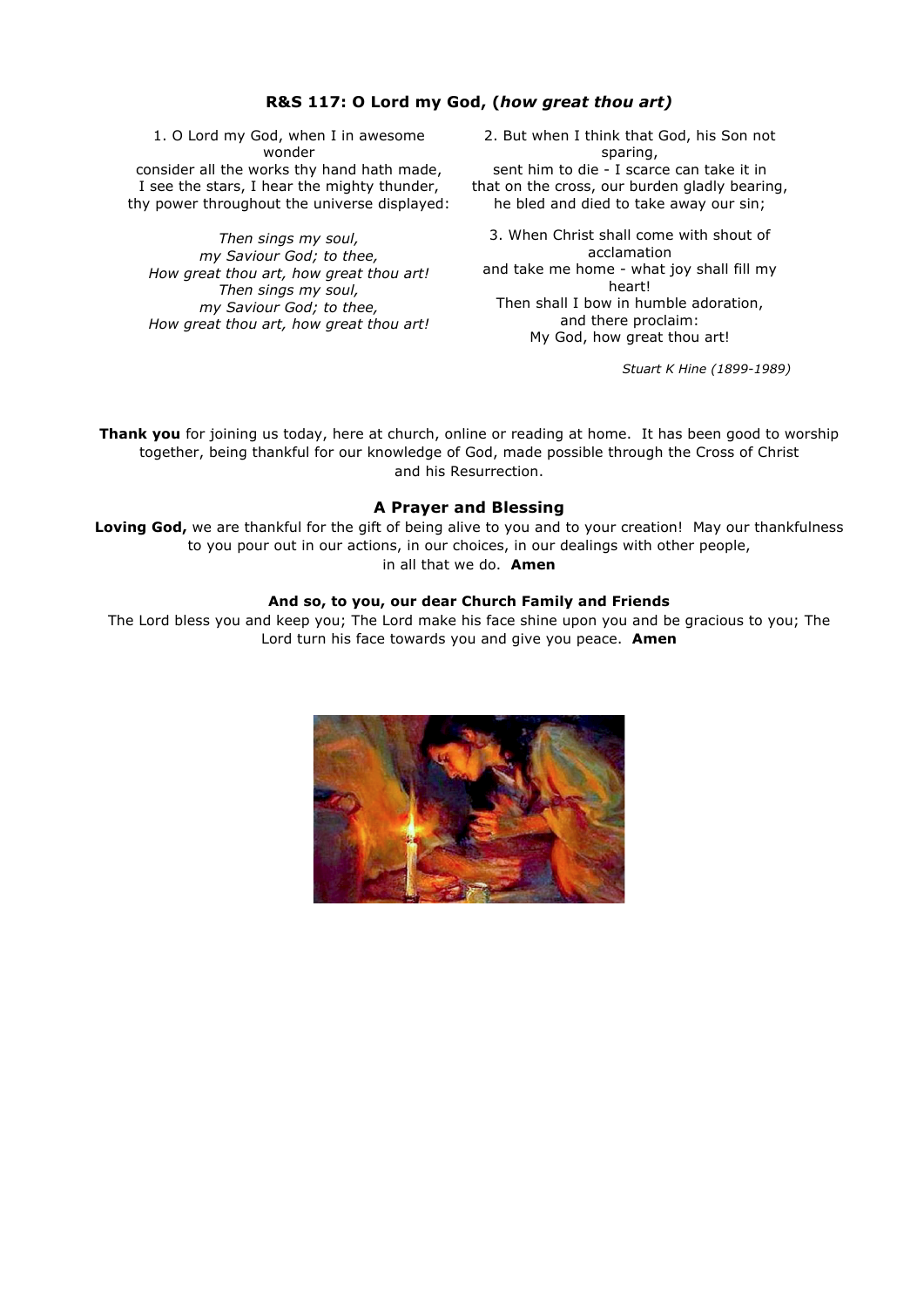### R&S 117: O Lord my God, (*how great thou art)*

1. O Lord my God, when I in awesome wonder
consider all the works thy hand hath made,
I see the stars, I hear the mighty thunder,
thy power throughout the universe displayed:

*Then sings my soul,*
*my Saviour God; to thee,*
*How great thou art, how great thou art!*
*Then sings my soul,*
*my Saviour God; to thee,*
*How great thou art, how great thou art!*

2. But when I think that God, his Son not sparing,
sent him to die - I scarce can take it in
that on the cross, our burden gladly bearing,
he bled and died to take away our sin;

3. When Christ shall come with shout of acclamation
and take me home - what joy shall fill my heart!
Then shall I bow in humble adoration,
and there proclaim:
My God, how great thou art!

*Stuart K Hine (1899-1989)*

**Thank you** for joining us today, here at church, online or reading at home. It has been good to worship together, being thankful for our knowledge of God, made possible through the Cross of Christ and his Resurrection.

### A Prayer and Blessing

**Loving God,** we are thankful for the gift of being alive to you and to your creation! May our thankfulness to you pour out in our actions, in our choices, in our dealings with other people, in all that we do. **Amen**

**And so, to you, our dear Church Family and Friends**

The Lord bless you and keep you; The Lord make his face shine upon you and be gracious to you; The Lord turn his face towards you and give you peace. **Amen**